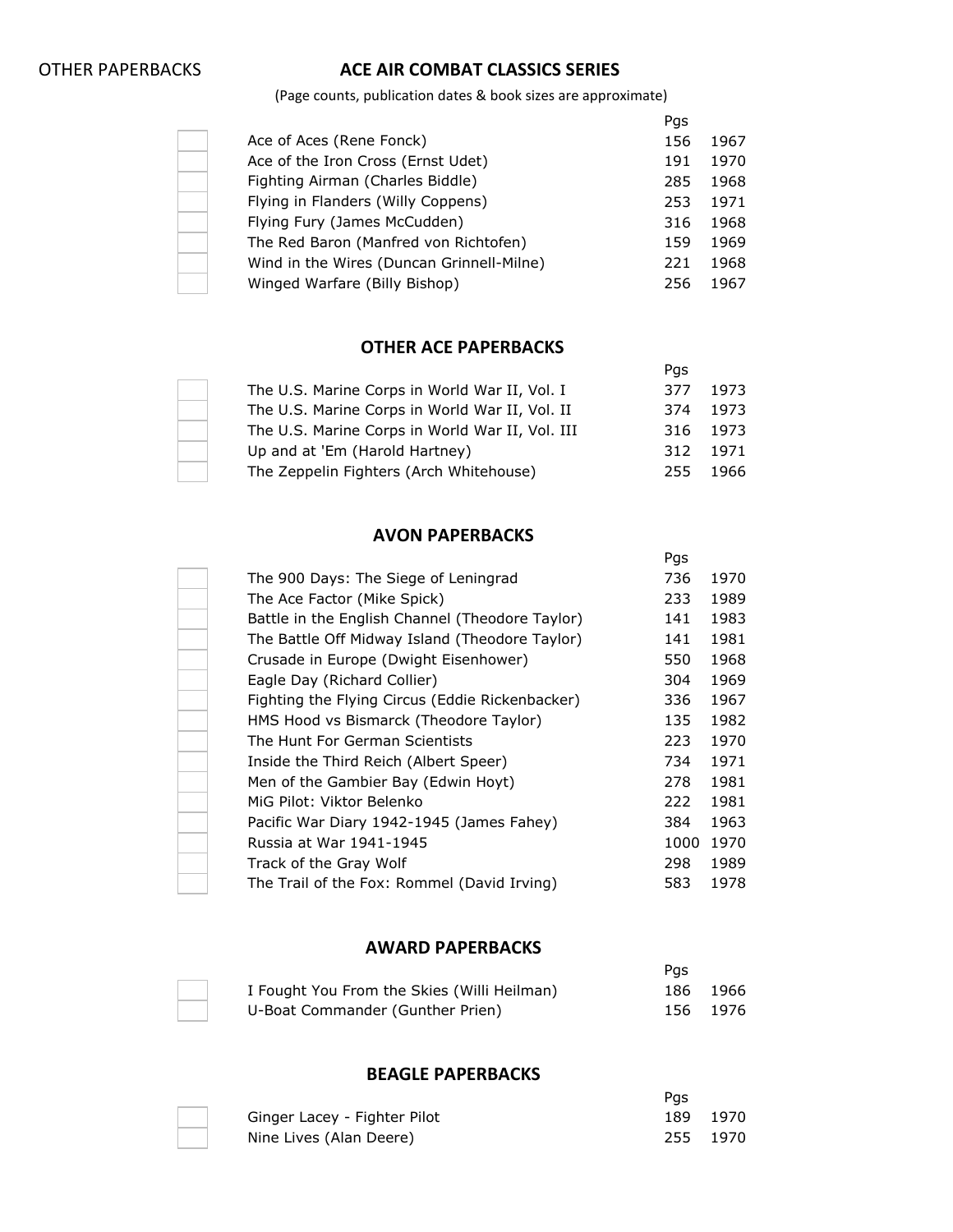OTHER PAPERBACKS

## ACE AIR COMBAT CLASSICS SERIES

(Page counts, publication dates & book sizes are approximate)

| | Title | Pgs | |
|---|---|---|---|
| ☐ | Ace of Aces (Rene Fonck) | 156 | 1967 |
| ☐ | Ace of the Iron Cross (Ernst Udet) | 191 | 1970 |
| ☐ | Fighting Airman (Charles Biddle) | 285 | 1968 |
| ☐ | Flying in Flanders (Willy Coppens) | 253 | 1971 |
| ☐ | Flying Fury (James McCudden) | 316 | 1968 |
| ☐ | The Red Baron (Manfred von Richtofen) | 159 | 1969 |
| ☐ | Wind in the Wires (Duncan Grinnell-Milne) | 221 | 1968 |
| ☐ | Winged Warfare (Billy Bishop) | 256 | 1967 |

## OTHER ACE PAPERBACKS

| | Title | Pgs | |
|---|---|---|---|
| ☐ | The U.S. Marine Corps in World War II, Vol. I | 377 | 1973 |
| ☐ | The U.S. Marine Corps in World War II, Vol. II | 374 | 1973 |
| ☐ | The U.S. Marine Corps in World War II, Vol. III | 316 | 1973 |
| ☐ | Up and at 'Em (Harold Hartney) | 312 | 1971 |
| ☐ | The Zeppelin Fighters (Arch Whitehouse) | 255 | 1966 |

## AVON PAPERBACKS

| | Title | Pgs | |
|---|---|---|---|
| ☐ | The 900 Days: The Siege of Leningrad | 736 | 1970 |
| ☐ | The Ace Factor (Mike Spick) | 233 | 1989 |
| ☐ | Battle in the English Channel (Theodore Taylor) | 141 | 1983 |
| ☐ | The Battle Off Midway Island (Theodore Taylor) | 141 | 1981 |
| ☐ | Crusade in Europe (Dwight Eisenhower) | 550 | 1968 |
| ☐ | Eagle Day (Richard Collier) | 304 | 1969 |
| ☐ | Fighting the Flying Circus (Eddie Rickenbacker) | 336 | 1967 |
| ☐ | HMS Hood vs Bismarck (Theodore Taylor) | 135 | 1982 |
| ☐ | The Hunt For German Scientists | 223 | 1970 |
| ☐ | Inside the Third Reich (Albert Speer) | 734 | 1971 |
| ☐ | Men of the Gambier Bay (Edwin Hoyt) | 278 | 1981 |
| ☐ | MiG Pilot: Viktor Belenko | 222 | 1981 |
| ☐ | Pacific War Diary 1942-1945 (James Fahey) | 384 | 1963 |
| ☐ | Russia at War 1941-1945 | 1000 | 1970 |
| ☐ | Track of the Gray Wolf | 298 | 1989 |
| ☐ | The Trail of the Fox: Rommel (David Irving) | 583 | 1978 |

## AWARD PAPERBACKS

| | Title | Pgs | |
|---|---|---|---|
| ☐ | I Fought You From the Skies (Willi Heilman) | 186 | 1966 |
| ☐ | U-Boat Commander (Gunther Prien) | 156 | 1976 |

## BEAGLE PAPERBACKS

| | Title | Pgs | |
|---|---|---|---|
| ☐ | Ginger Lacey - Fighter Pilot | 189 | 1970 |
| ☐ | Nine Lives (Alan Deere) | 255 | 1970 |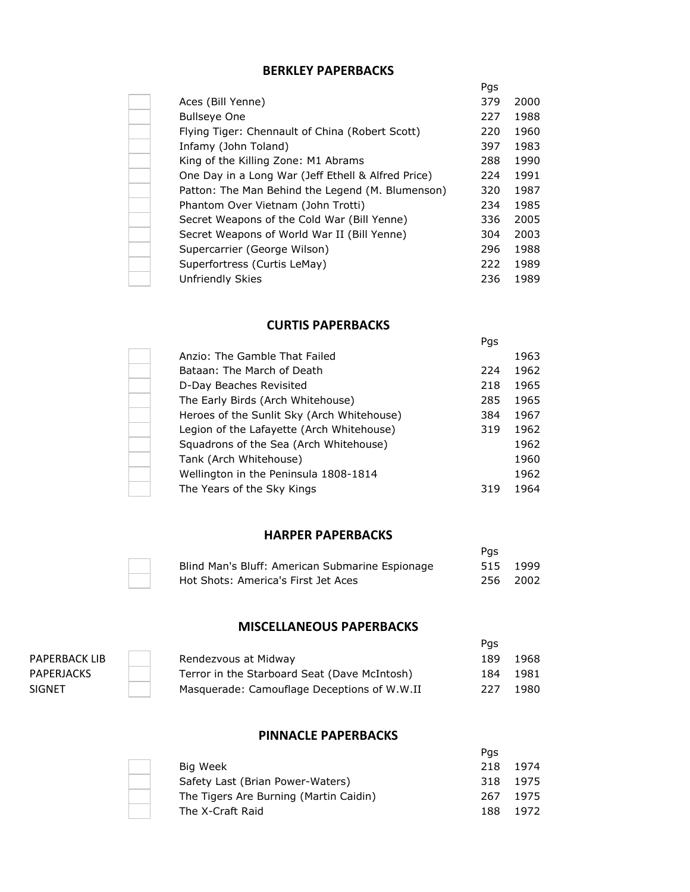## BERKLEY PAPERBACKS

| | Title | Pgs | |
|---|---|---|---|
| ☐ | Aces (Bill Yenne) | 379 | 2000 |
| ☐ | Bullseye One | 227 | 1988 |
| ☐ | Flying Tiger: Chennault of China (Robert Scott) | 220 | 1960 |
| ☐ | Infamy (John Toland) | 397 | 1983 |
| ☐ | King of the Killing Zone: M1 Abrams | 288 | 1990 |
| ☐ | One Day in a Long War (Jeff Ethell & Alfred Price) | 224 | 1991 |
| ☐ | Patton: The Man Behind the Legend (M. Blumenson) | 320 | 1987 |
| ☐ | Phantom Over Vietnam (John Trotti) | 234 | 1985 |
| ☐ | Secret Weapons of the Cold War (Bill Yenne) | 336 | 2005 |
| ☐ | Secret Weapons of World War II (Bill Yenne) | 304 | 2003 |
| ☐ | Supercarrier (George Wilson) | 296 | 1988 |
| ☐ | Superfortress (Curtis LeMay) | 222 | 1989 |
| ☐ | Unfriendly Skies | 236 | 1989 |

## CURTIS PAPERBACKS

| | Title | Pgs | |
|---|---|---|---|
| ☐ | Anzio: The Gamble That Failed | | 1963 |
| ☐ | Bataan: The March of Death | 224 | 1962 |
| ☐ | D-Day Beaches Revisited | 218 | 1965 |
| ☐ | The Early Birds (Arch Whitehouse) | 285 | 1965 |
| ☐ | Heroes of the Sunlit Sky (Arch Whitehouse) | 384 | 1967 |
| ☐ | Legion of the Lafayette (Arch Whitehouse) | 319 | 1962 |
| ☐ | Squadrons of the Sea (Arch Whitehouse) | | 1962 |
| ☐ | Tank (Arch Whitehouse) | | 1960 |
| ☐ | Wellington in the Peninsula 1808-1814 | | 1962 |
| ☐ | The Years of the Sky Kings | 319 | 1964 |

## HARPER PAPERBACKS

| | Title | Pgs | |
|---|---|---|---|
| ☐ | Blind Man's Bluff: American Submarine Espionage | 515 | 1999 |
| ☐ | Hot Shots: America's First Jet Aces | 256 | 2002 |

## MISCELLANEOUS PAPERBACKS

| Publisher | | Title | Pgs | |
|---|---|---|---|---|
| PAPERBACK LIB | ☐ | Rendezvous at Midway | 189 | 1968 |
| PAPERJACKS | ☐ | Terror in the Starboard Seat (Dave McIntosh) | 184 | 1981 |
| SIGNET | ☐ | Masquerade: Camouflage Deceptions of W.W.II | 227 | 1980 |

## PINNACLE PAPERBACKS

| | Title | Pgs | |
|---|---|---|---|
| ☐ | Big Week | 218 | 1974 |
| ☐ | Safety Last (Brian Power-Waters) | 318 | 1975 |
| ☐ | The Tigers Are Burning (Martin Caidin) | 267 | 1975 |
| ☐ | The X-Craft Raid | 188 | 1972 |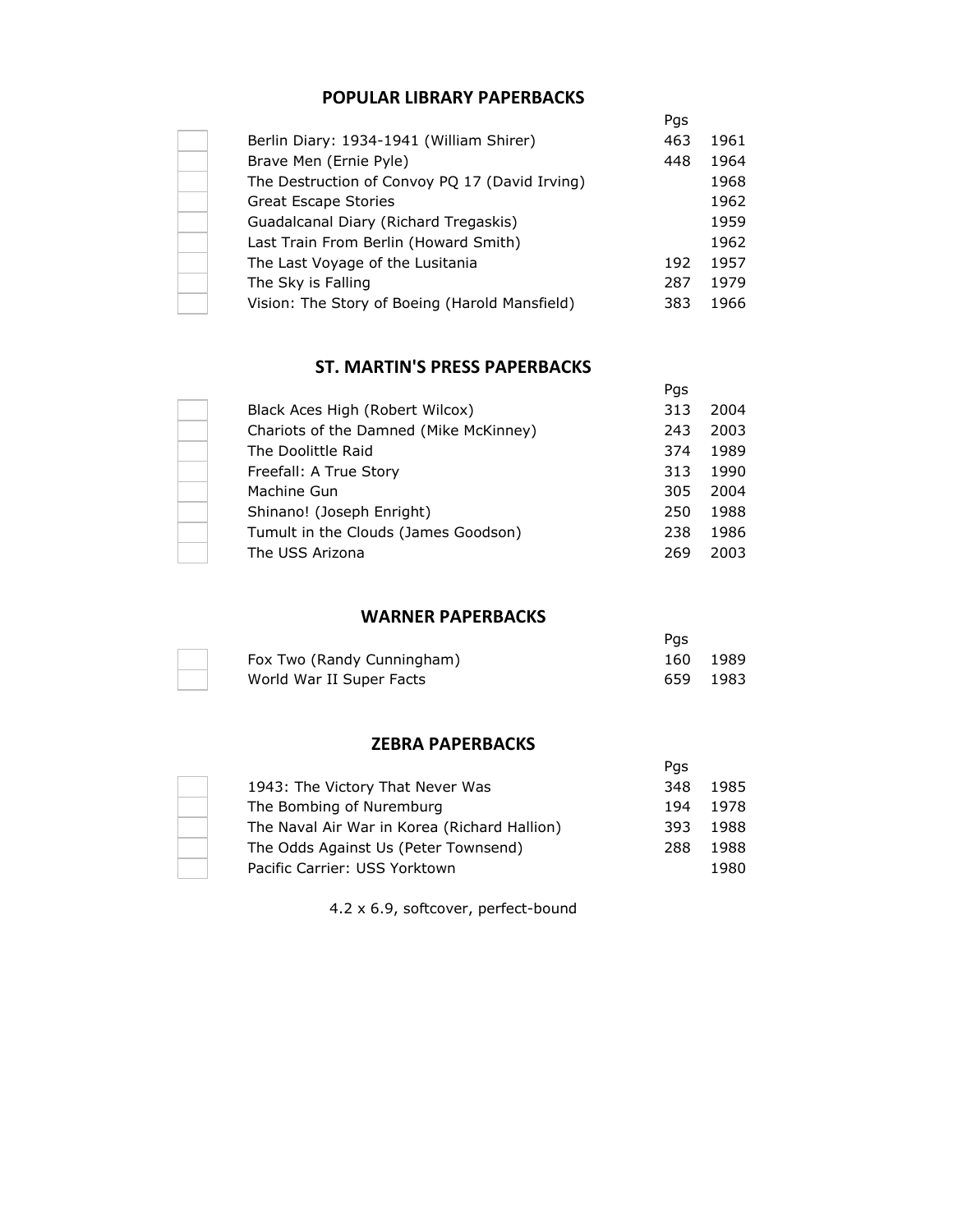## POPULAR LIBRARY PAPERBACKS

| | | Pgs | |
|---|---|---|---|
| | Berlin Diary: 1934-1941 (William Shirer) | 463 | 1961 |
| | Brave Men (Ernie Pyle) | 448 | 1964 |
| | The Destruction of Convoy PQ 17 (David Irving) | | 1968 |
| | Great Escape Stories | | 1962 |
| | Guadalcanal Diary (Richard Tregaskis) | | 1959 |
| | Last Train From Berlin (Howard Smith) | | 1962 |
| | The Last Voyage of the Lusitania | 192 | 1957 |
| | The Sky is Falling | 287 | 1979 |
| | Vision: The Story of Boeing (Harold Mansfield) | 383 | 1966 |

## ST. MARTIN'S PRESS PAPERBACKS

| | | Pgs | |
|---|---|---|---|
| | Black Aces High (Robert Wilcox) | 313 | 2004 |
| | Chariots of the Damned (Mike McKinney) | 243 | 2003 |
| | The Doolittle Raid | 374 | 1989 |
| | Freefall: A True Story | 313 | 1990 |
| | Machine Gun | 305 | 2004 |
| | Shinano! (Joseph Enright) | 250 | 1988 |
| | Tumult in the Clouds (James Goodson) | 238 | 1986 |
| | The USS Arizona | 269 | 2003 |

## WARNER PAPERBACKS

| | | Pgs | |
|---|---|---|---|
| | Fox Two (Randy Cunningham) | 160 | 1989 |
| | World War II Super Facts | 659 | 1983 |

## ZEBRA PAPERBACKS

| | | Pgs | |
|---|---|---|---|
| | 1943: The Victory That Never Was | 348 | 1985 |
| | The Bombing of Nuremburg | 194 | 1978 |
| | The Naval Air War in Korea (Richard Hallion) | 393 | 1988 |
| | The Odds Against Us (Peter Townsend) | 288 | 1988 |
| | Pacific Carrier: USS Yorktown | | 1980 |

4.2 x 6.9, softcover, perfect-bound